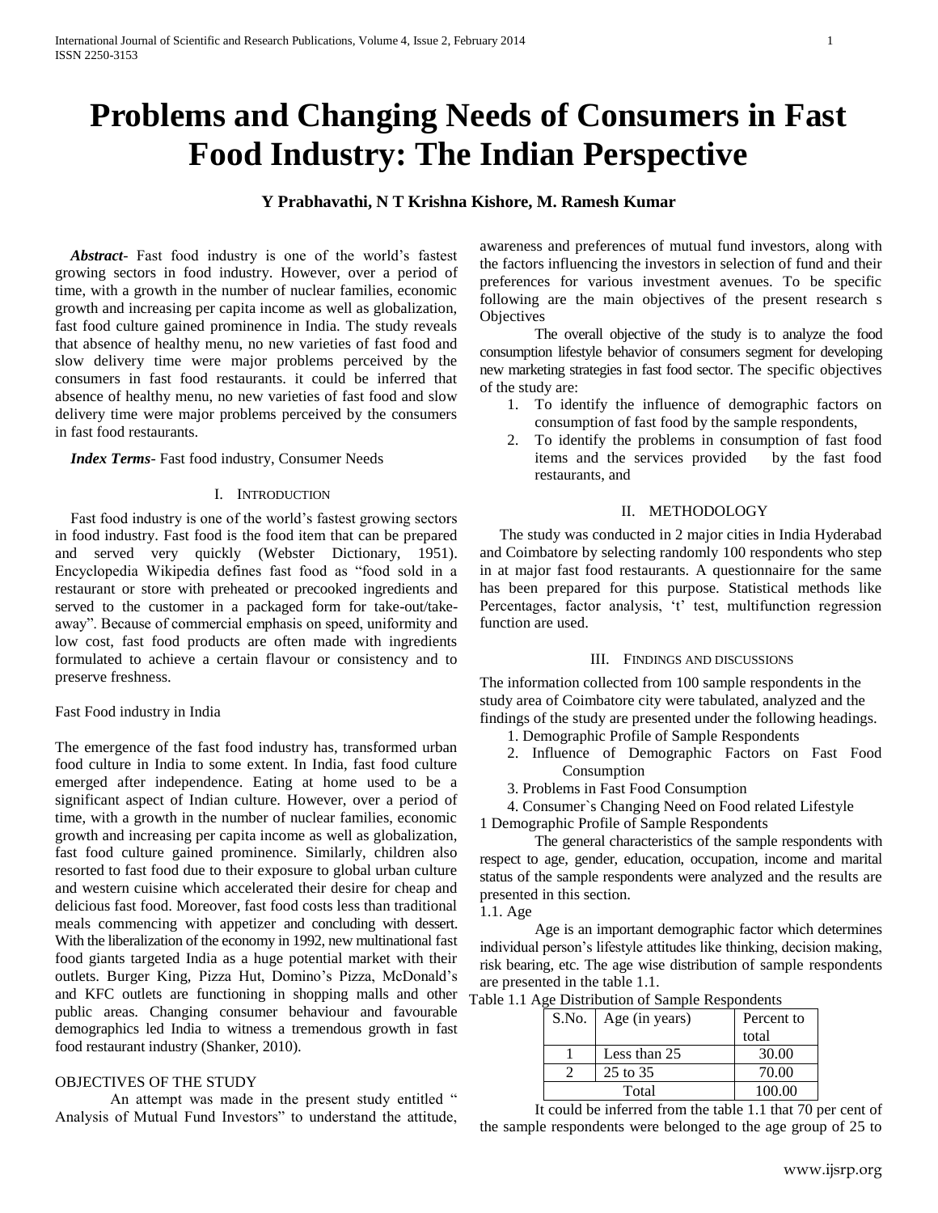# Problems and Changing Needs of Consumers in Fast Food Industry: The Indian Perspective

**Y Prabhavathi, N T Krishna Kishore, M. Ramesh Kumar**

***Abstract***- Fast food industry is one of the world's fastest growing sectors in food industry. However, over a period of time, with a growth in the number of nuclear families, economic growth and increasing per capita income as well as globalization, fast food culture gained prominence in India. The study reveals that absence of healthy menu, no new varieties of fast food and slow delivery time were major problems perceived by the consumers in fast food restaurants. it could be inferred that absence of healthy menu, no new varieties of fast food and slow delivery time were major problems perceived by the consumers in fast food restaurants.

***Index Terms***- Fast food industry, Consumer Needs

## I. Introduction

Fast food industry is one of the world's fastest growing sectors in food industry. Fast food is the food item that can be prepared and served very quickly (Webster Dictionary, 1951). Encyclopedia Wikipedia defines fast food as "food sold in a restaurant or store with preheated or precooked ingredients and served to the customer in a packaged form for take-out/take-away". Because of commercial emphasis on speed, uniformity and low cost, fast food products are often made with ingredients formulated to achieve a certain flavour or consistency and to preserve freshness.

Fast Food industry in India

The emergence of the fast food industry has, transformed urban food culture in India to some extent. In India, fast food culture emerged after independence. Eating at home used to be a significant aspect of Indian culture. However, over a period of time, with a growth in the number of nuclear families, economic growth and increasing per capita income as well as globalization, fast food culture gained prominence. Similarly, children also resorted to fast food due to their exposure to global urban culture and western cuisine which accelerated their desire for cheap and delicious fast food. Moreover, fast food costs less than traditional meals commencing with appetizer and concluding with dessert. With the liberalization of the economy in 1992, new multinational fast food giants targeted India as a huge potential market with their outlets. Burger King, Pizza Hut, Domino's Pizza, McDonald's and KFC outlets are functioning in shopping malls and other public areas. Changing consumer behaviour and favourable demographics led India to witness a tremendous growth in fast food restaurant industry (Shanker, 2010).

OBJECTIVES OF THE STUDY

An attempt was made in the present study entitled " Analysis of Mutual Fund Investors" to understand the attitude, awareness and preferences of mutual fund investors, along with the factors influencing the investors in selection of fund and their preferences for various investment avenues. To be specific following are the main objectives of the present research s Objectives

The overall objective of the study is to analyze the food consumption lifestyle behavior of consumers segment for developing new marketing strategies in fast food sector. The specific objectives of the study are:

1. To identify the influence of demographic factors on consumption of fast food by the sample respondents,
2. To identify the problems in consumption of fast food items and the services provided by the fast food restaurants, and

## II. Methodology

The study was conducted in 2 major cities in India Hyderabad and Coimbatore by selecting randomly 100 respondents who step in at major fast food restaurants. A questionnaire for the same has been prepared for this purpose. Statistical methods like Percentages, factor analysis, 't' test, multifunction regression function are used.

## III. Findings and Discussions

The information collected from 100 sample respondents in the study area of Coimbatore city were tabulated, analyzed and the findings of the study are presented under the following headings.

1. Demographic Profile of Sample Respondents
2. Influence of Demographic Factors on Fast Food Consumption
3. Problems in Fast Food Consumption
4. Consumer`s Changing Need on Food related Lifestyle

1 Demographic Profile of Sample Respondents

The general characteristics of the sample respondents with respect to age, gender, education, occupation, income and marital status of the sample respondents were analyzed and the results are presented in this section.

1.1. Age

Age is an important demographic factor which determines individual person's lifestyle attitudes like thinking, decision making, risk bearing, etc. The age wise distribution of sample respondents are presented in the table 1.1.

Table 1.1 Age Distribution of Sample Respondents

| S.No. | Age (in years) | Percent to total |
|---|---|---|
| 1 | Less than 25 | 30.00 |
| 2 | 25 to 35 | 70.00 |
| Total | | 100.00 |

It could be inferred from the table 1.1 that 70 per cent of the sample respondents were belonged to the age group of 25 to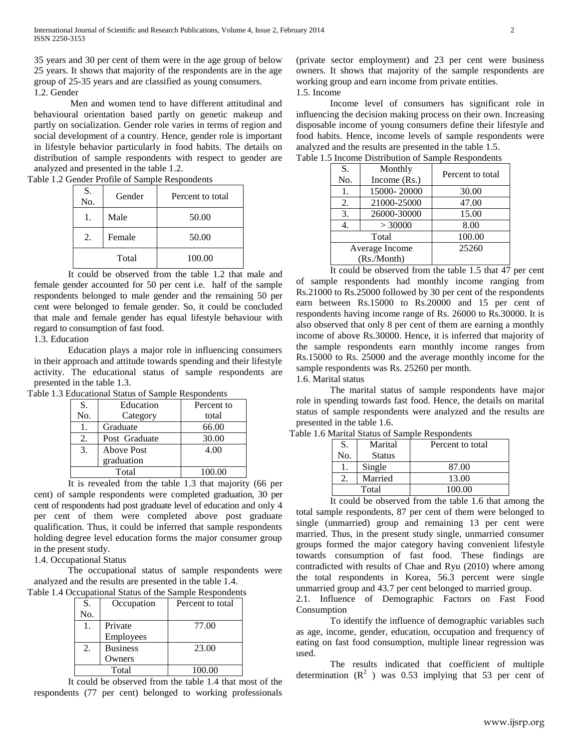35 years and 30 per cent of them were in the age group of below 25 years. It shows that majority of the respondents are in the age group of 25-35 years and are classified as young consumers.

1.2. Gender

Men and women tend to have different attitudinal and behavioural orientation based partly on genetic makeup and partly on socialization. Gender role varies in terms of region and social development of a country. Hence, gender role is important in lifestyle behavior particularly in food habits. The details on distribution of sample respondents with respect to gender are analyzed and presented in the table 1.2.

Table 1.2 Gender Profile of Sample Respondents

| S. No. | Gender | Percent to total |
|---|---|---|
| 1. | Male | 50.00 |
| 2. | Female | 50.00 |
| Total | | 100.00 |

It could be observed from the table 1.2 that male and female gender accounted for 50 per cent i.e. half of the sample respondents belonged to male gender and the remaining 50 per cent were belonged to female gender. So, it could be concluded that male and female gender has equal lifestyle behaviour with regard to consumption of fast food.

1.3. Education

Education plays a major role in influencing consumers in their approach and attitude towards spending and their lifestyle activity. The educational status of sample respondents are presented in the table 1.3.

Table 1.3 Educational Status of Sample Respondents

| S. No. | Education Category | Percent to total |
|---|---|---|
| 1. | Graduate | 66.00 |
| 2. | Post Graduate | 30.00 |
| 3. | Above Post graduation | 4.00 |
| Total | | 100.00 |

It is revealed from the table 1.3 that majority (66 per cent) of sample respondents were completed graduation, 30 per cent of respondents had post graduate level of education and only 4 per cent of them were completed above post graduate qualification. Thus, it could be inferred that sample respondents holding degree level education forms the major consumer group in the present study.

1.4. Occupational Status

The occupational status of sample respondents were analyzed and the results are presented in the table 1.4.

Table 1.4 Occupational Status of the Sample Respondents

| S. No. | Occupation | Percent to total |
|---|---|---|
| 1. | Private Employees | 77.00 |
| 2. | Business Owners | 23.00 |
| Total | | 100.00 |

It could be observed from the table 1.4 that most of the respondents (77 per cent) belonged to working professionals (private sector employment) and 23 per cent were business owners. It shows that majority of the sample respondents are working group and earn income from private entities.

1.5. Income

Income level of consumers has significant role in influencing the decision making process on their own. Increasing disposable income of young consumers define their lifestyle and food habits. Hence, income levels of sample respondents were analyzed and the results are presented in the table 1.5.

Table 1.5 Income Distribution of Sample Respondents

| S. No. | Monthly Income (Rs.) | Percent to total |
|---|---|---|
| 1. | 15000- 20000 | 30.00 |
| 2. | 21000-25000 | 47.00 |
| 3. | 26000-30000 | 15.00 |
| 4. | > 30000 | 8.00 |
| Total | | 100.00 |
| Average Income (Rs./Month) | | 25260 |

It could be observed from the table 1.5 that 47 per cent of sample respondents had monthly income ranging from Rs.21000 to Rs.25000 followed by 30 per cent of the respondents earn between Rs.15000 to Rs.20000 and 15 per cent of respondents having income range of Rs. 26000 to Rs.30000. It is also observed that only 8 per cent of them are earning a monthly income of above Rs.30000. Hence, it is inferred that majority of the sample respondents earn monthly income ranges from Rs.15000 to Rs. 25000 and the average monthly income for the sample respondents was Rs. 25260 per month.

1.6. Marital status

The marital status of sample respondents have major role in spending towards fast food. Hence, the details on marital status of sample respondents were analyzed and the results are presented in the table 1.6.

Table 1.6 Marital Status of Sample Respondents

| S. No. | Marital Status | Percent to total |
|---|---|---|
| 1. | Single | 87.00 |
| 2. | Married | 13.00 |
| Total | | 100.00 |

It could be observed from the table 1.6 that among the total sample respondents, 87 per cent of them were belonged to single (unmarried) group and remaining 13 per cent were married. Thus, in the present study single, unmarried consumer groups formed the major category having convenient lifestyle towards consumption of fast food. These findings are contradicted with results of Chae and Ryu (2010) where among the total respondents in Korea, 56.3 percent were single unmarried group and 43.7 per cent belonged to married group.

2.1. Influence of Demographic Factors on Fast Food Consumption

To identify the influence of demographic variables such as age, income, gender, education, occupation and frequency of eating on fast food consumption, multiple linear regression was used.

The results indicated that coefficient of multiple determination ($R^2$ ) was 0.53 implying that 53 per cent of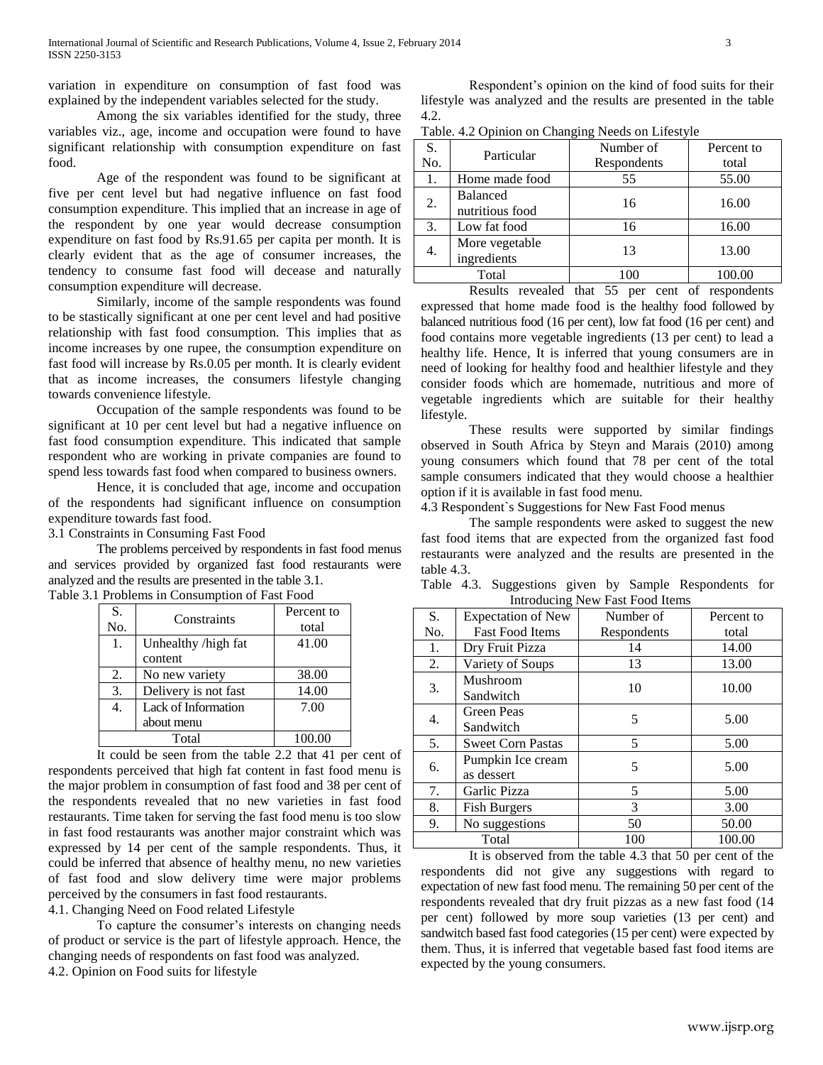variation in expenditure on consumption of fast food was explained by the independent variables selected for the study.

Among the six variables identified for the study, three variables viz., age, income and occupation were found to have significant relationship with consumption expenditure on fast food.

Age of the respondent was found to be significant at five per cent level but had negative influence on fast food consumption expenditure. This implied that an increase in age of the respondent by one year would decrease consumption expenditure on fast food by Rs.91.65 per capita per month. It is clearly evident that as the age of consumer increases, the tendency to consume fast food will decease and naturally consumption expenditure will decrease.

Similarly, income of the sample respondents was found to be stastically significant at one per cent level and had positive relationship with fast food consumption. This implies that as income increases by one rupee, the consumption expenditure on fast food will increase by Rs.0.05 per month. It is clearly evident that as income increases, the consumers lifestyle changing towards convenience lifestyle.

Occupation of the sample respondents was found to be significant at 10 per cent level but had a negative influence on fast food consumption expenditure. This indicated that sample respondent who are working in private companies are found to spend less towards fast food when compared to business owners.

Hence, it is concluded that age, income and occupation of the respondents had significant influence on consumption expenditure towards fast food.

## 3.1 Constraints in Consuming Fast Food

The problems perceived by respondents in fast food menus and services provided by organized fast food restaurants were analyzed and the results are presented in the table 3.1.

Table 3.1 Problems in Consumption of Fast Food

| S. No. | Constraints | Percent to total |
|---|---|---|
| 1. | Unhealthy /high fat content | 41.00 |
| 2. | No new variety | 38.00 |
| 3. | Delivery is not fast | 14.00 |
| 4. | Lack of Information about menu | 7.00 |
| Total | | 100.00 |

It could be seen from the table 2.2 that 41 per cent of respondents perceived that high fat content in fast food menu is the major problem in consumption of fast food and 38 per cent of the respondents revealed that no new varieties in fast food restaurants. Time taken for serving the fast food menu is too slow in fast food restaurants was another major constraint which was expressed by 14 per cent of the sample respondents. Thus, it could be inferred that absence of healthy menu, no new varieties of fast food and slow delivery time were major problems perceived by the consumers in fast food restaurants.

## 4.1. Changing Need on Food related Lifestyle

To capture the consumer's interests on changing needs of product or service is the part of lifestyle approach. Hence, the changing needs of respondents on fast food was analyzed.

## 4.2. Opinion on Food suits for lifestyle

Respondent's opinion on the kind of food suits for their lifestyle was analyzed and the results are presented in the table 4.2.

Table. 4.2 Opinion on Changing Needs on Lifestyle

| S. No. | Particular | Number of Respondents | Percent to total |
|---|---|---|---|
| 1. | Home made food | 55 | 55.00 |
| 2. | Balanced nutritious food | 16 | 16.00 |
| 3. | Low fat food | 16 | 16.00 |
| 4. | More vegetable ingredients | 13 | 13.00 |
| Total | | 100 | 100.00 |

Results revealed that 55 per cent of respondents expressed that home made food is the healthy food followed by balanced nutritious food (16 per cent), low fat food (16 per cent) and food contains more vegetable ingredients (13 per cent) to lead a healthy life. Hence, It is inferred that young consumers are in need of looking for healthy food and healthier lifestyle and they consider foods which are homemade, nutritious and more of vegetable ingredients which are suitable for their healthy lifestyle.

These results were supported by similar findings observed in South Africa by Steyn and Marais (2010) among young consumers which found that 78 per cent of the total sample consumers indicated that they would choose a healthier option if it is available in fast food menu.

## 4.3 Respondent`s Suggestions for New Fast Food menus

The sample respondents were asked to suggest the new fast food items that are expected from the organized fast food restaurants were analyzed and the results are presented in the table 4.3.

Table 4.3. Suggestions given by Sample Respondents for Introducing New Fast Food Items

| S. No. | Expectation of New Fast Food Items | Number of Respondents | Percent to total |
|---|---|---|---|
| 1. | Dry Fruit Pizza | 14 | 14.00 |
| 2. | Variety of Soups | 13 | 13.00 |
| 3. | Mushroom Sandwitch | 10 | 10.00 |
| 4. | Green Peas Sandwitch | 5 | 5.00 |
| 5. | Sweet Corn Pastas | 5 | 5.00 |
| 6. | Pumpkin Ice cream as dessert | 5 | 5.00 |
| 7. | Garlic Pizza | 5 | 5.00 |
| 8. | Fish Burgers | 3 | 3.00 |
| 9. | No suggestions | 50 | 50.00 |
| Total | | 100 | 100.00 |

It is observed from the table 4.3 that 50 per cent of the respondents did not give any suggestions with regard to expectation of new fast food menu. The remaining 50 per cent of the respondents revealed that dry fruit pizzas as a new fast food (14 per cent) followed by more soup varieties (13 per cent) and sandwitch based fast food categories (15 per cent) were expected by them. Thus, it is inferred that vegetable based fast food items are expected by the young consumers.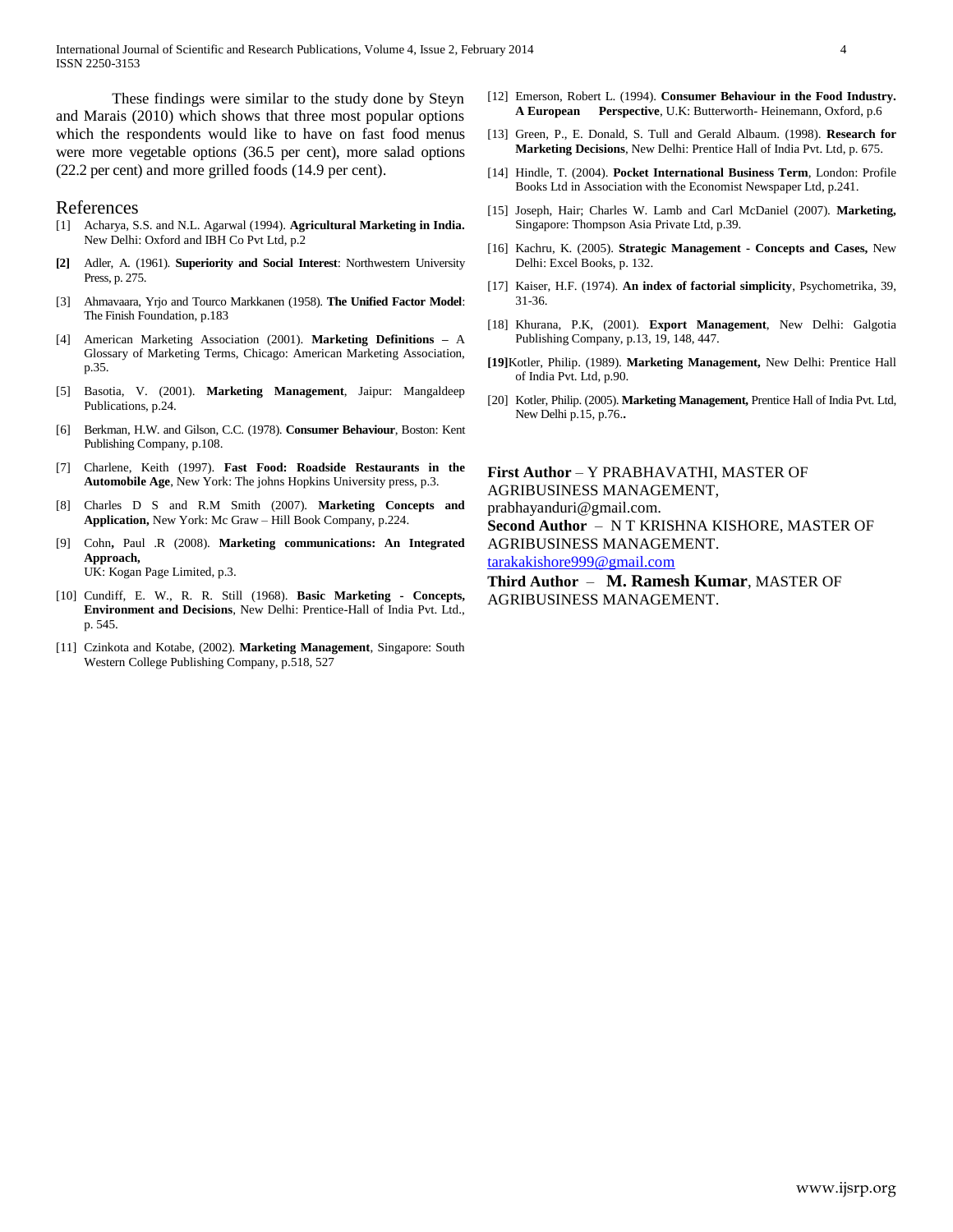These findings were similar to the study done by Steyn and Marais (2010) which shows that three most popular options which the respondents would like to have on fast food menus were more vegetable options (36.5 per cent), more salad options (22.2 per cent) and more grilled foods (14.9 per cent).

## References

[1] Acharya, S.S. and N.L. Agarwal (1994). **Agricultural Marketing in India.** New Delhi: Oxford and IBH Co Pvt Ltd, p.2

**[2]** Adler, A. (1961). **Superiority and Social Interest**: Northwestern University Press, p. 275.

[3] Ahmavaara, Yrjo and Tourco Markkanen (1958). **The Unified Factor Model**: The Finish Foundation, p.183

[4] American Marketing Association (2001). **Marketing Definitions** – A Glossary of Marketing Terms, Chicago: American Marketing Association, p.35.

[5] Basotia, V. (2001). **Marketing Management**, Jaipur: Mangaldeep Publications, p.24.

[6] Berkman, H.W. and Gilson, C.C. (1978). **Consumer Behaviour**, Boston: Kent Publishing Company, p.108.

[7] Charlene, Keith (1997). **Fast Food: Roadside Restaurants in the Automobile Age**, New York: The johns Hopkins University press, p.3.

[8] Charles D S and R.M Smith (2007). **Marketing Concepts and Application,** New York: Mc Graw – Hill Book Company, p.224.

[9] Cohn**,** Paul .R (2008). **Marketing communications: An Integrated Approach,**
UK: Kogan Page Limited, p.3.

[10] Cundiff, E. W., R. R. Still (1968). **Basic Marketing - Concepts, Environment and Decisions**, New Delhi: Prentice-Hall of India Pvt. Ltd., p. 545.

[11] Czinkota and Kotabe, (2002). **Marketing Management**, Singapore: South Western College Publishing Company, p.518, 527

[12] Emerson, Robert L. (1994). **Consumer Behaviour in the Food Industry. A European Perspective**, U.K: Butterworth- Heinemann, Oxford, p.6

[13] Green, P., E. Donald, S. Tull and Gerald Albaum. (1998). **Research for Marketing Decisions**, New Delhi: Prentice Hall of India Pvt. Ltd, p. 675.

[14] Hindle, T. (2004). **Pocket International Business Term**, London: Profile Books Ltd in Association with the Economist Newspaper Ltd, p.241.

[15] Joseph, Hair; Charles W. Lamb and Carl McDaniel (2007). **Marketing,** Singapore: Thompson Asia Private Ltd, p.39.

[16] Kachru, K. (2005). **Strategic Management - Concepts and Cases,** New Delhi: Excel Books, p. 132.

[17] Kaiser, H.F. (1974). **An index of factorial simplicity**, Psychometrika, 39, 31-36.

[18] Khurana, P.K, (2001). **Export Management**, New Delhi: Galgotia Publishing Company, p.13, 19, 148, 447.

**[19]** Kotler, Philip. (1989). **Marketing Management,** New Delhi: Prentice Hall of India Pvt. Ltd, p.90.

[20] Kotler, Philip. (2005). **Marketing Management,** Prentice Hall of India Pvt. Ltd, New Delhi p.15, p.76.**.**

**First Author** – Y PRABHAVATHI, MASTER OF AGRIBUSINESS MANAGEMENT, prabhayanduri@gmail.com.

**Second Author** – N T KRISHNA KISHORE, MASTER OF AGRIBUSINESS MANAGEMENT. tarakakishore999@gmail.com

**Third Author** – **M. Ramesh Kumar**, MASTER OF AGRIBUSINESS MANAGEMENT.